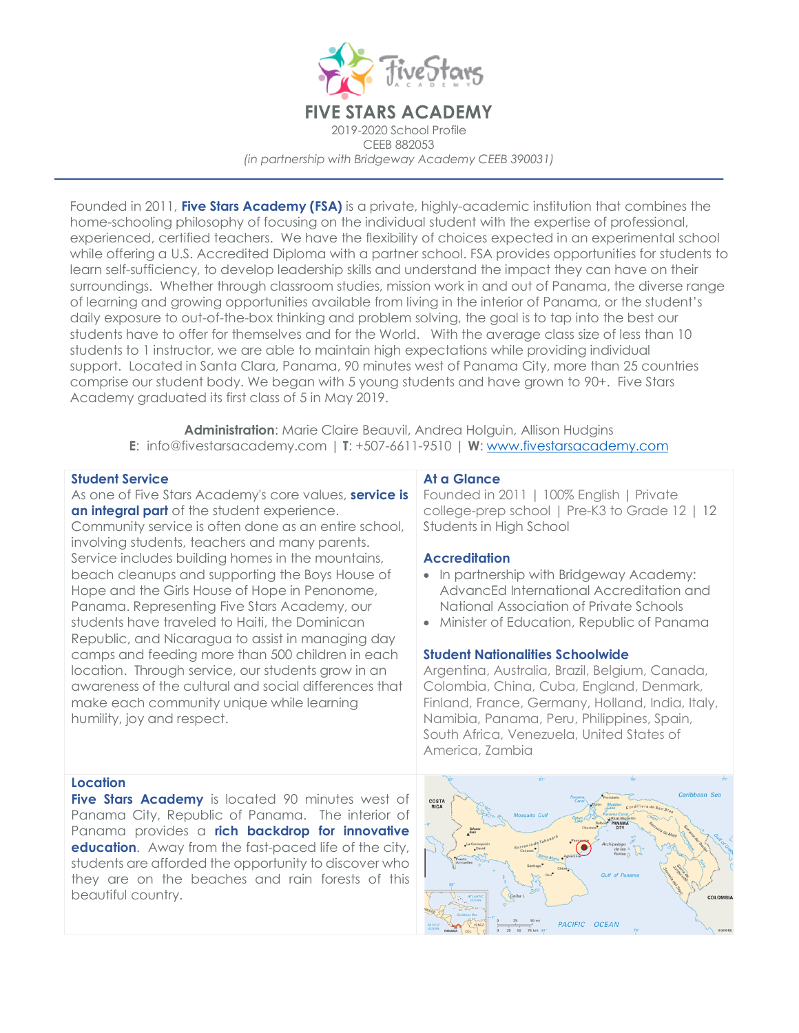# FIVE STARS ACADEMY

2019-2020 School Profile
CEEB 882053
*(in partnership with Bridgeway Academy CEEB 390031)*

---

Founded in 2011, **Five Stars Academy (FSA)** is a private, highly-academic institution that combines the home-schooling philosophy of focusing on the individual student with the expertise of professional, experienced, certified teachers. We have the flexibility of choices expected in an experimental school while offering a U.S. Accredited Diploma with a partner school. FSA provides opportunities for students to learn self-sufficiency, to develop leadership skills and understand the impact they can have on their surroundings. Whether through classroom studies, mission work in and out of Panama, the diverse range of learning and growing opportunities available from living in the interior of Panama, or the student's daily exposure to out-of-the-box thinking and problem solving, the goal is to tap into the best our students have to offer for themselves and for the World. With the average class size of less than 10 students to 1 instructor, we are able to maintain high expectations while providing individual support. Located in Santa Clara, Panama, 90 minutes west of Panama City, more than 25 countries comprise our student body. We began with 5 young students and have grown to 90+. Five Stars Academy graduated its first class of 5 in May 2019.

**Administration**: Marie Claire Beauvil, Andrea Holguin, Allison Hudgins
**E**: info@fivestarsacademy.com | **T**: +507-6611-9510 | **W**: www.fivestarsacademy.com

## Student Service

As one of Five Stars Academy's core values, **service is an integral part** of the student experience. Community service is often done as an entire school, involving students, teachers and many parents. Service includes building homes in the mountains, beach cleanups and supporting the Boys House of Hope and the Girls House of Hope in Penonome, Panama. Representing Five Stars Academy, our students have traveled to Haiti, the Dominican Republic, and Nicaragua to assist in managing day camps and feeding more than 500 children in each location. Through service, our students grow in an awareness of the cultural and social differences that make each community unique while learning humility, joy and respect.

## At a Glance

Founded in 2011 | 100% English | Private college-prep school | Pre-K3 to Grade 12 | 12 Students in High School

## Accreditation

- In partnership with Bridgeway Academy: AdvancEd International Accreditation and National Association of Private Schools
- Minister of Education, Republic of Panama

## Student Nationalities Schoolwide

Argentina, Australia, Brazil, Belgium, Canada, Colombia, China, Cuba, England, Denmark, Finland, France, Germany, Holland, India, Italy, Namibia, Panama, Peru, Philippines, Spain, South Africa, Venezuela, United States of America, Zambia

## Location

**Five Stars Academy** is located 90 minutes west of Panama City, Republic of Panama. The interior of Panama provides a **rich backdrop for innovative education**. Away from the fast-paced life of the city, students are afforded the opportunity to discover who they are on the beaches and rain forests of this beautiful country.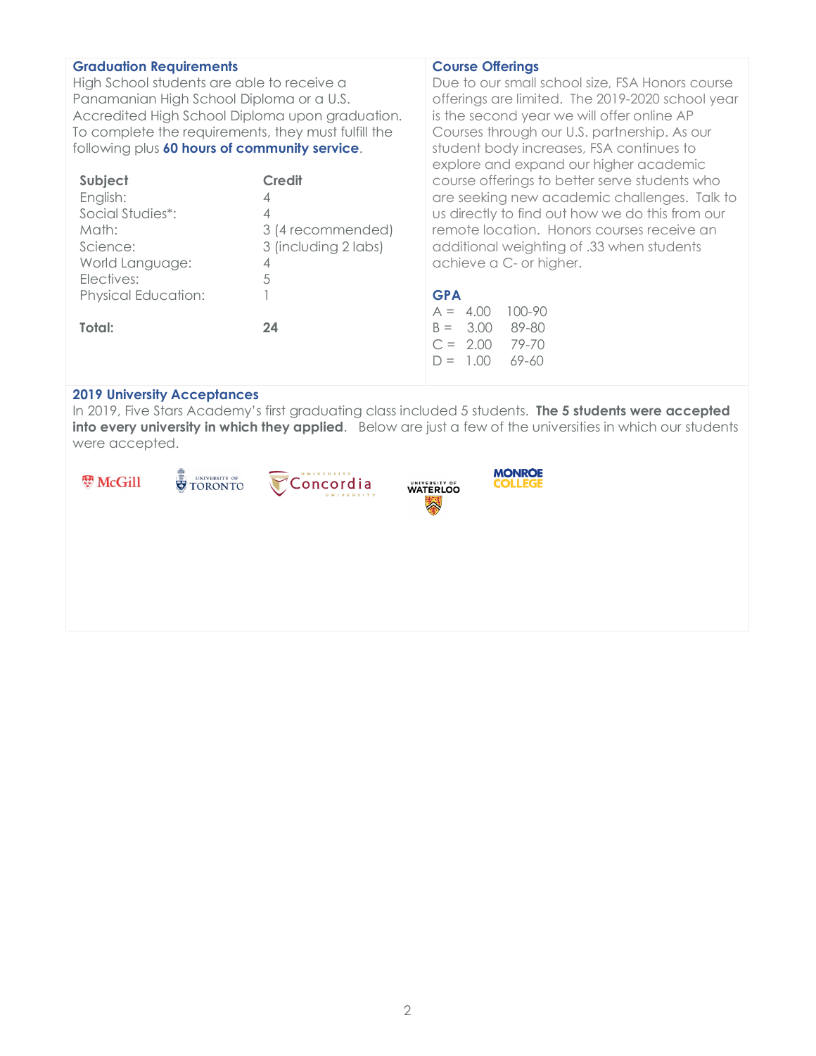## Graduation Requirements

High School students are able to receive a Panamanian High School Diploma or a U.S. Accredited High School Diploma upon graduation. To complete the requirements, they must fulfill the following plus **60 hours of community service**.

| Subject | Credit |
|---|---|
| English: | 4 |
| Social Studies*: | 4 |
| Math: | 3 (4 recommended) |
| Science: | 3 (including 2 labs) |
| World Language: | 4 |
| Electives: | 5 |
| Physical Education: | 1 |
| **Total:** | **24** |

## Course Offerings

Due to our small school size, FSA Honors course offerings are limited. The 2019-2020 school year is the second year we will offer online AP Courses through our U.S. partnership. As our student body increases, FSA continues to explore and expand our higher academic course offerings to better serve students who are seeking new academic challenges. Talk to us directly to find out how we do this from our remote location. Honors courses receive an additional weighting of .33 when students achieve a C- or higher.

## GPA

| | | |
|---|---|---|
| A = | 4.00 | 100-90 |
| B = | 3.00 | 89-80 |
| C = | 2.00 | 79-70 |
| D = | 1.00 | 69-60 |

## 2019 University Acceptances

In 2019, Five Stars Academy's first graduating class included 5 students. **The 5 students were accepted into every university in which they applied**. Below are just a few of the universities in which our students were accepted.

McGill

University of Toronto

Université Concordia University

University of Waterloo

Monroe College